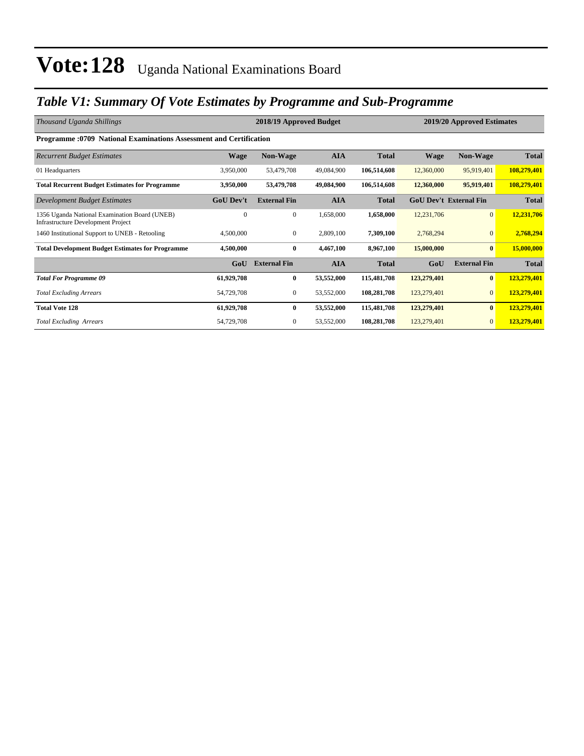# Vote:128 Uganda National Examinations Board

## *Table V1: Summary Of Vote Estimates by Programme and Sub-Programme*

| *Thousand Uganda Shillings* | 2018/19 Approved Budget | | | | 2019/20 Approved Estimates | | |
|---|---|---|---|---|---|---|---|
| **Programme :0709 National Examinations Assessment and Certification** | | | | | | | |
| *Recurrent Budget Estimates* | **Wage** | **Non-Wage** | **AIA** | **Total** | **Wage** | **Non-Wage** | **Total** |
| 01 Headquarters | 3,950,000 | 53,479,708 | 49,084,900 | **106,514,608** | 12,360,000 | 95,919,401 | **108,279,401** |
| **Total Recurrent Budget Estimates for Programme** | **3,950,000** | **53,479,708** | **49,084,900** | **106,514,608** | **12,360,000** | **95,919,401** | **108,279,401** |
| *Development Budget Estimates* | **GoU Dev't** | **External Fin** | **AIA** | **Total** | **GoU Dev't** | **External Fin** | **Total** |
| 1356 Uganda National Examination Board (UNEB) Infrastructure Development Project | 0 | 0 | 1,658,000 | **1,658,000** | 12,231,706 | 0 | **12,231,706** |
| 1460 Institutional Support to UNEB - Retooling | 4,500,000 | 0 | 2,809,100 | **7,309,100** | 2,768,294 | 0 | **2,768,294** |
| **Total Development Budget Estimates for Programme** | **4,500,000** | **0** | **4,467,100** | **8,967,100** | **15,000,000** | **0** | **15,000,000** |
| | **GoU** | **External Fin** | **AIA** | **Total** | **GoU** | **External Fin** | **Total** |
| ***Total For Programme 09*** | **61,929,708** | **0** | **53,552,000** | **115,481,708** | **123,279,401** | **0** | **123,279,401** |
| *Total Excluding Arrears* | 54,729,708 | 0 | 53,552,000 | **108,281,708** | 123,279,401 | 0 | **123,279,401** |
| **Total Vote 128** | **61,929,708** | **0** | **53,552,000** | **115,481,708** | **123,279,401** | **0** | **123,279,401** |
| *Total Excluding Arrears* | 54,729,708 | 0 | 53,552,000 | **108,281,708** | 123,279,401 | 0 | **123,279,401** |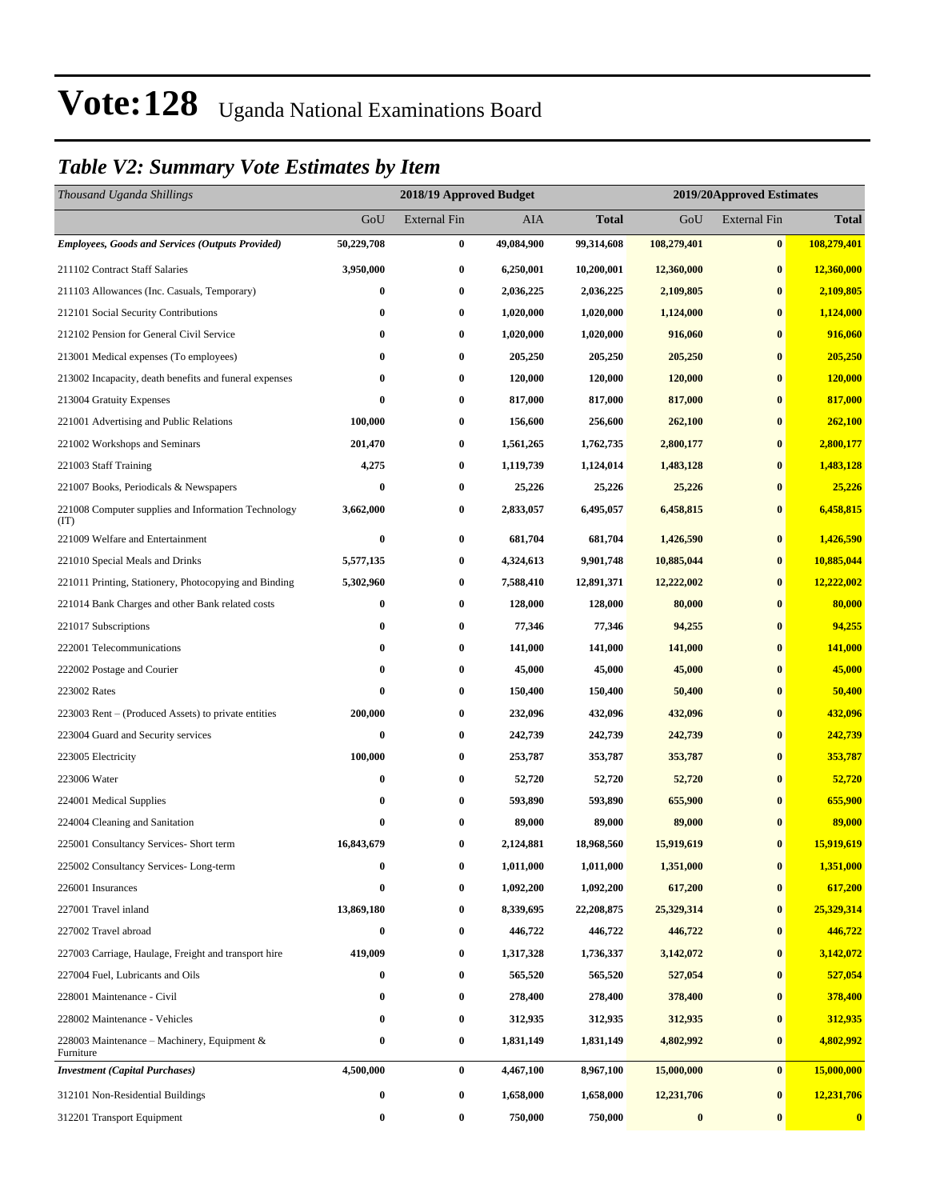# Vote:128 Uganda National Examinations Board

## *Table V2: Summary Vote Estimates by Item*

| *Thousand Uganda Shillings* | 2018/19 Approved Budget | | | | 2019/20Approved Estimates | | |
|---|---|---|---|---|---|---|---|
| | GoU | External Fin | AIA | **Total** | GoU | External Fin | **Total** |
| ***Employees, Goods and Services (Outputs Provided)*** | **50,229,708** | **0** | **49,084,900** | **99,314,608** | **108,279,401** | **0** | **108,279,401** |
| 211102 Contract Staff Salaries | **3,950,000** | **0** | **6,250,001** | **10,200,001** | **12,360,000** | **0** | **12,360,000** |
| 211103 Allowances (Inc. Casuals, Temporary) | **0** | **0** | **2,036,225** | **2,036,225** | **2,109,805** | **0** | **2,109,805** |
| 212101 Social Security Contributions | **0** | **0** | **1,020,000** | **1,020,000** | **1,124,000** | **0** | **1,124,000** |
| 212102 Pension for General Civil Service | **0** | **0** | **1,020,000** | **1,020,000** | **916,060** | **0** | **916,060** |
| 213001 Medical expenses (To employees) | **0** | **0** | **205,250** | **205,250** | **205,250** | **0** | **205,250** |
| 213002 Incapacity, death benefits and funeral expenses | **0** | **0** | **120,000** | **120,000** | **120,000** | **0** | **120,000** |
| 213004 Gratuity Expenses | **0** | **0** | **817,000** | **817,000** | **817,000** | **0** | **817,000** |
| 221001 Advertising and Public Relations | **100,000** | **0** | **156,600** | **256,600** | **262,100** | **0** | **262,100** |
| 221002 Workshops and Seminars | **201,470** | **0** | **1,561,265** | **1,762,735** | **2,800,177** | **0** | **2,800,177** |
| 221003 Staff Training | **4,275** | **0** | **1,119,739** | **1,124,014** | **1,483,128** | **0** | **1,483,128** |
| 221007 Books, Periodicals & Newspapers | **0** | **0** | **25,226** | **25,226** | **25,226** | **0** | **25,226** |
| 221008 Computer supplies and Information Technology (IT) | **3,662,000** | **0** | **2,833,057** | **6,495,057** | **6,458,815** | **0** | **6,458,815** |
| 221009 Welfare and Entertainment | **0** | **0** | **681,704** | **681,704** | **1,426,590** | **0** | **1,426,590** |
| 221010 Special Meals and Drinks | **5,577,135** | **0** | **4,324,613** | **9,901,748** | **10,885,044** | **0** | **10,885,044** |
| 221011 Printing, Stationery, Photocopying and Binding | **5,302,960** | **0** | **7,588,410** | **12,891,371** | **12,222,002** | **0** | **12,222,002** |
| 221014 Bank Charges and other Bank related costs | **0** | **0** | **128,000** | **128,000** | **80,000** | **0** | **80,000** |
| 221017 Subscriptions | **0** | **0** | **77,346** | **77,346** | **94,255** | **0** | **94,255** |
| 222001 Telecommunications | **0** | **0** | **141,000** | **141,000** | **141,000** | **0** | **141,000** |
| 222002 Postage and Courier | **0** | **0** | **45,000** | **45,000** | **45,000** | **0** | **45,000** |
| 223002 Rates | **0** | **0** | **150,400** | **150,400** | **50,400** | **0** | **50,400** |
| 223003 Rent – (Produced Assets) to private entities | **200,000** | **0** | **232,096** | **432,096** | **432,096** | **0** | **432,096** |
| 223004 Guard and Security services | **0** | **0** | **242,739** | **242,739** | **242,739** | **0** | **242,739** |
| 223005 Electricity | **100,000** | **0** | **253,787** | **353,787** | **353,787** | **0** | **353,787** |
| 223006 Water | **0** | **0** | **52,720** | **52,720** | **52,720** | **0** | **52,720** |
| 224001 Medical Supplies | **0** | **0** | **593,890** | **593,890** | **655,900** | **0** | **655,900** |
| 224004 Cleaning and Sanitation | **0** | **0** | **89,000** | **89,000** | **89,000** | **0** | **89,000** |
| 225001 Consultancy Services- Short term | **16,843,679** | **0** | **2,124,881** | **18,968,560** | **15,919,619** | **0** | **15,919,619** |
| 225002 Consultancy Services- Long-term | **0** | **0** | **1,011,000** | **1,011,000** | **1,351,000** | **0** | **1,351,000** |
| 226001 Insurances | **0** | **0** | **1,092,200** | **1,092,200** | **617,200** | **0** | **617,200** |
| 227001 Travel inland | **13,869,180** | **0** | **8,339,695** | **22,208,875** | **25,329,314** | **0** | **25,329,314** |
| 227002 Travel abroad | **0** | **0** | **446,722** | **446,722** | **446,722** | **0** | **446,722** |
| 227003 Carriage, Haulage, Freight and transport hire | **419,009** | **0** | **1,317,328** | **1,736,337** | **3,142,072** | **0** | **3,142,072** |
| 227004 Fuel, Lubricants and Oils | **0** | **0** | **565,520** | **565,520** | **527,054** | **0** | **527,054** |
| 228001 Maintenance - Civil | **0** | **0** | **278,400** | **278,400** | **378,400** | **0** | **378,400** |
| 228002 Maintenance - Vehicles | **0** | **0** | **312,935** | **312,935** | **312,935** | **0** | **312,935** |
| 228003 Maintenance – Machinery, Equipment & Furniture | **0** | **0** | **1,831,149** | **1,831,149** | **4,802,992** | **0** | **4,802,992** |
| ***Investment (Capital Purchases)*** | **4,500,000** | **0** | **4,467,100** | **8,967,100** | **15,000,000** | **0** | **15,000,000** |
| 312101 Non-Residential Buildings | **0** | **0** | **1,658,000** | **1,658,000** | **12,231,706** | **0** | **12,231,706** |
| 312201 Transport Equipment | **0** | **0** | **750,000** | **750,000** | **0** | **0** | **0** |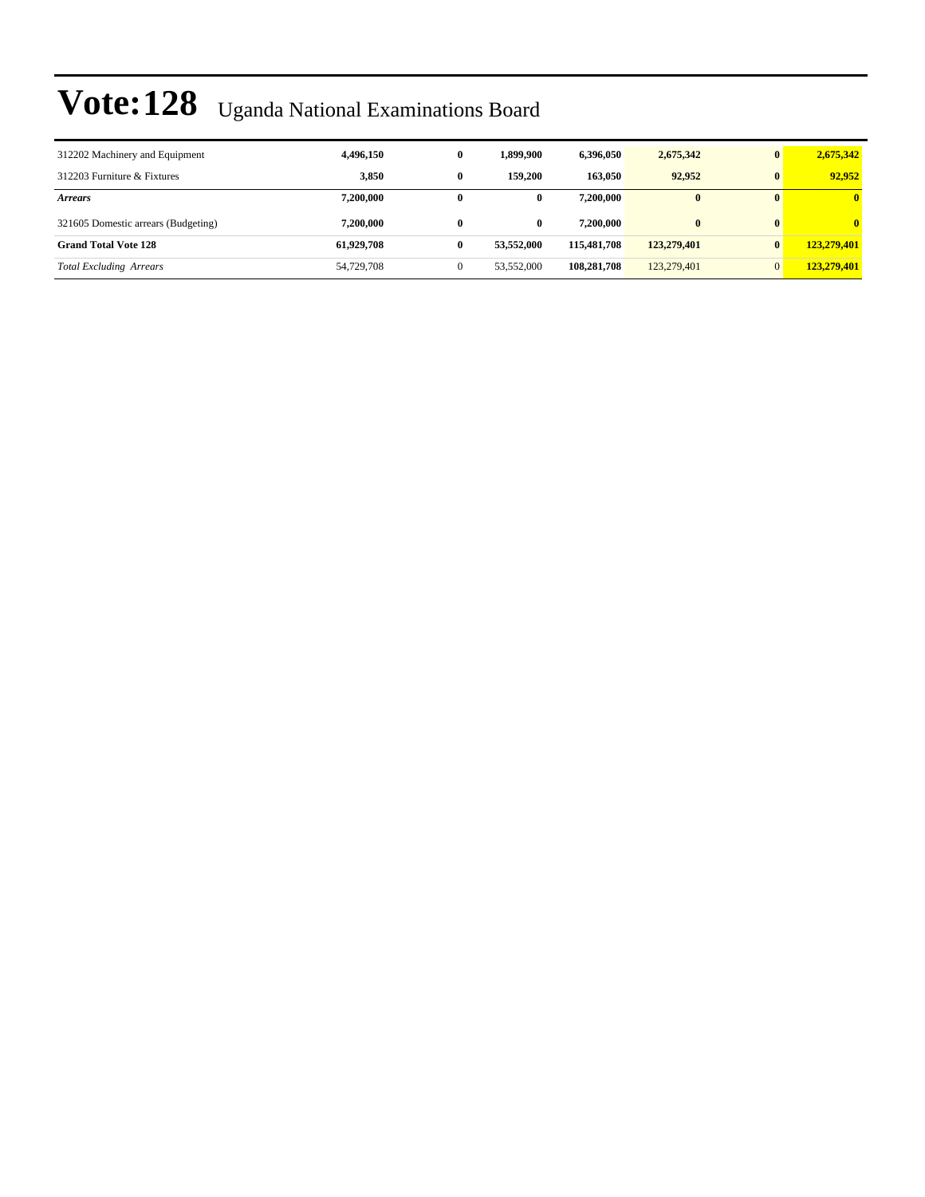# Vote:128 Uganda National Examinations Board

| | | | | | | | |
|---|---|---|---|---|---|---|---|
| 312202 Machinery and Equipment | **4,496,150** | **0** | **1,899,900** | **6,396,050** | **2,675,342** | **0** | **2,675,342** |
| 312203 Furniture & Fixtures | **3,850** | **0** | **159,200** | **163,050** | **92,952** | **0** | **92,952** |
| ***Arrears*** | **7,200,000** | **0** | **0** | **7,200,000** | **0** | **0** | **0** |
| 321605 Domestic arrears (Budgeting) | **7,200,000** | **0** | **0** | **7,200,000** | **0** | **0** | **0** |
| **Grand Total Vote 128** | **61,929,708** | **0** | **53,552,000** | **115,481,708** | **123,279,401** | **0** | **123,279,401** |
| *Total Excluding Arrears* | 54,729,708 | 0 | 53,552,000 | **108,281,708** | 123,279,401 | 0 | **123,279,401** |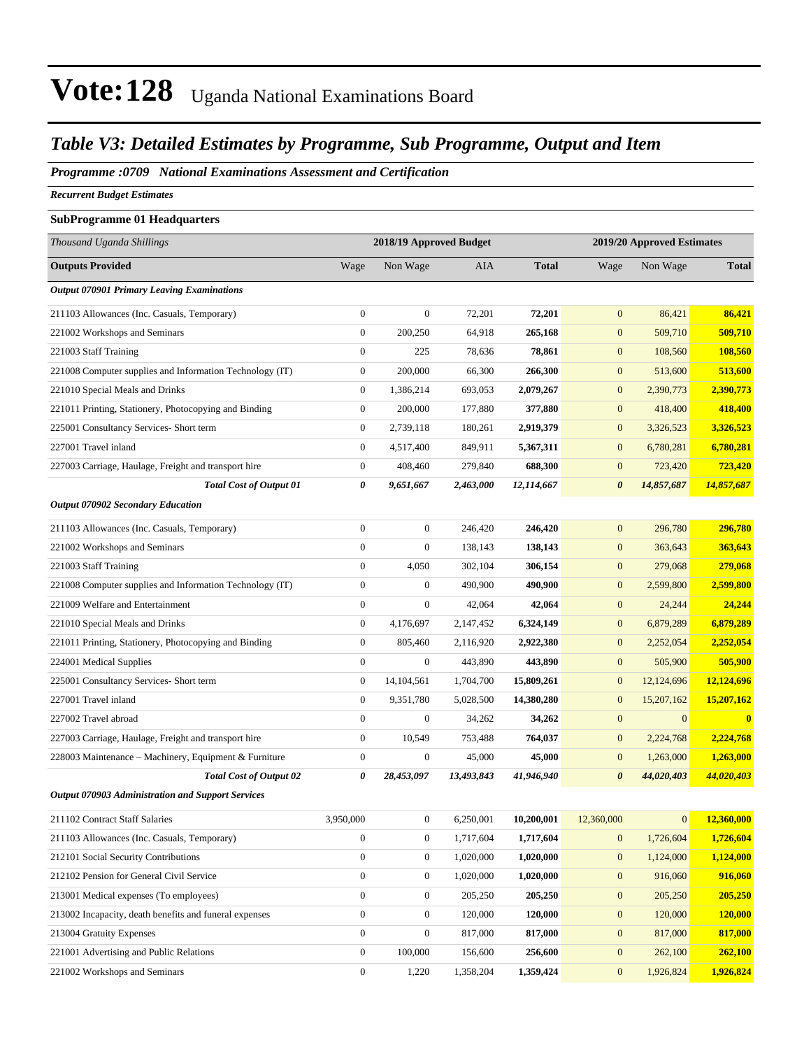# Vote:128 Uganda National Examinations Board

## *Table V3: Detailed Estimates by Programme, Sub Programme, Output and Item*

### *Programme :0709 National Examinations Assessment and Certification*

*Recurrent Budget Estimates*

**SubProgramme 01 Headquarters**

| *Thousand Uganda Shillings* | 2018/19 Approved Budget | | | | 2019/20 Approved Estimates | | |
|---|---|---|---|---|---|---|---|
| **Outputs Provided** | Wage | Non Wage | AIA | **Total** | Wage | Non Wage | **Total** |
| ***Output 070901 Primary Leaving Examinations*** | | | | | | | |
| 211103 Allowances (Inc. Casuals, Temporary) | 0 | 0 | 72,201 | **72,201** | 0 | 86,421 | **86,421** |
| 221002 Workshops and Seminars | 0 | 200,250 | 64,918 | **265,168** | 0 | 509,710 | **509,710** |
| 221003 Staff Training | 0 | 225 | 78,636 | **78,861** | 0 | 108,560 | **108,560** |
| 221008 Computer supplies and Information Technology (IT) | 0 | 200,000 | 66,300 | **266,300** | 0 | 513,600 | **513,600** |
| 221010 Special Meals and Drinks | 0 | 1,386,214 | 693,053 | **2,079,267** | 0 | 2,390,773 | **2,390,773** |
| 221011 Printing, Stationery, Photocopying and Binding | 0 | 200,000 | 177,880 | **377,880** | 0 | 418,400 | **418,400** |
| 225001 Consultancy Services- Short term | 0 | 2,739,118 | 180,261 | **2,919,379** | 0 | 3,326,523 | **3,326,523** |
| 227001 Travel inland | 0 | 4,517,400 | 849,911 | **5,367,311** | 0 | 6,780,281 | **6,780,281** |
| 227003 Carriage, Haulage, Freight and transport hire | 0 | 408,460 | 279,840 | **688,300** | 0 | 723,420 | **723,420** |
| ***Total Cost of Output 01*** | ***0*** | ***9,651,667*** | ***2,463,000*** | ***12,114,667*** | ***0*** | ***14,857,687*** | ***14,857,687*** |
| ***Output 070902 Secondary Education*** | | | | | | | |
| 211103 Allowances (Inc. Casuals, Temporary) | 0 | 0 | 246,420 | **246,420** | 0 | 296,780 | **296,780** |
| 221002 Workshops and Seminars | 0 | 0 | 138,143 | **138,143** | 0 | 363,643 | **363,643** |
| 221003 Staff Training | 0 | 4,050 | 302,104 | **306,154** | 0 | 279,068 | **279,068** |
| 221008 Computer supplies and Information Technology (IT) | 0 | 0 | 490,900 | **490,900** | 0 | 2,599,800 | **2,599,800** |
| 221009 Welfare and Entertainment | 0 | 0 | 42,064 | **42,064** | 0 | 24,244 | **24,244** |
| 221010 Special Meals and Drinks | 0 | 4,176,697 | 2,147,452 | **6,324,149** | 0 | 6,879,289 | **6,879,289** |
| 221011 Printing, Stationery, Photocopying and Binding | 0 | 805,460 | 2,116,920 | **2,922,380** | 0 | 2,252,054 | **2,252,054** |
| 224001 Medical Supplies | 0 | 0 | 443,890 | **443,890** | 0 | 505,900 | **505,900** |
| 225001 Consultancy Services- Short term | 0 | 14,104,561 | 1,704,700 | **15,809,261** | 0 | 12,124,696 | **12,124,696** |
| 227001 Travel inland | 0 | 9,351,780 | 5,028,500 | **14,380,280** | 0 | 15,207,162 | **15,207,162** |
| 227002 Travel abroad | 0 | 0 | 34,262 | **34,262** | 0 | 0 | **0** |
| 227003 Carriage, Haulage, Freight and transport hire | 0 | 10,549 | 753,488 | **764,037** | 0 | 2,224,768 | **2,224,768** |
| 228003 Maintenance – Machinery, Equipment & Furniture | 0 | 0 | 45,000 | **45,000** | 0 | 1,263,000 | **1,263,000** |
| ***Total Cost of Output 02*** | ***0*** | ***28,453,097*** | ***13,493,843*** | ***41,946,940*** | ***0*** | ***44,020,403*** | ***44,020,403*** |
| ***Output 070903 Administration and Support Services*** | | | | | | | |
| 211102 Contract Staff Salaries | 3,950,000 | 0 | 6,250,001 | **10,200,001** | 12,360,000 | 0 | **12,360,000** |
| 211103 Allowances (Inc. Casuals, Temporary) | 0 | 0 | 1,717,604 | **1,717,604** | 0 | 1,726,604 | **1,726,604** |
| 212101 Social Security Contributions | 0 | 0 | 1,020,000 | **1,020,000** | 0 | 1,124,000 | **1,124,000** |
| 212102 Pension for General Civil Service | 0 | 0 | 1,020,000 | **1,020,000** | 0 | 916,060 | **916,060** |
| 213001 Medical expenses (To employees) | 0 | 0 | 205,250 | **205,250** | 0 | 205,250 | **205,250** |
| 213002 Incapacity, death benefits and funeral expenses | 0 | 0 | 120,000 | **120,000** | 0 | 120,000 | **120,000** |
| 213004 Gratuity Expenses | 0 | 0 | 817,000 | **817,000** | 0 | 817,000 | **817,000** |
| 221001 Advertising and Public Relations | 0 | 100,000 | 156,600 | **256,600** | 0 | 262,100 | **262,100** |
| 221002 Workshops and Seminars | 0 | 1,220 | 1,358,204 | **1,359,424** | 0 | 1,926,824 | **1,926,824** |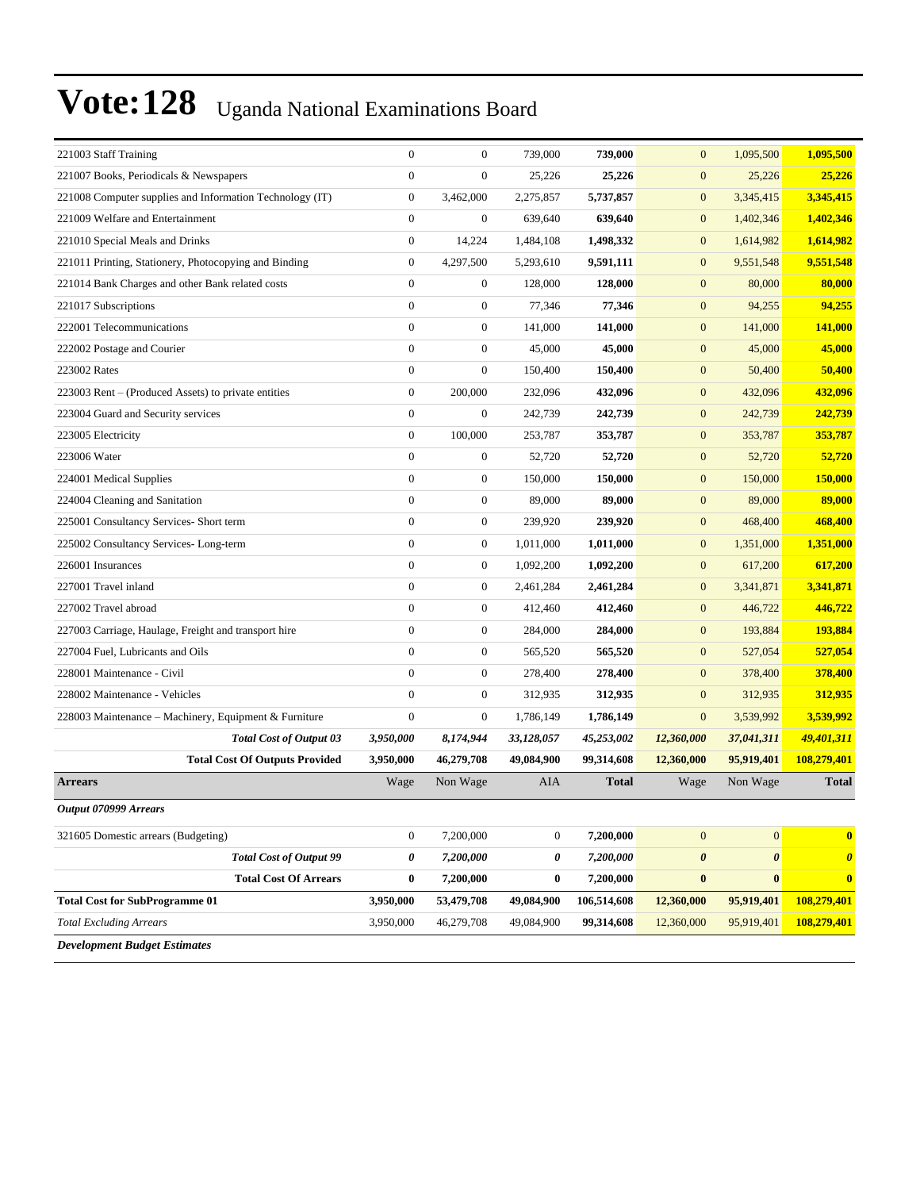# Vote:128 Uganda National Examinations Board

| | | | | | | | |
|---|---|---|---|---|---|---|---|
| 221003 Staff Training | 0 | 0 | 739,000 | **739,000** | 0 | 1,095,500 | **1,095,500** |
| 221007 Books, Periodicals & Newspapers | 0 | 0 | 25,226 | **25,226** | 0 | 25,226 | **25,226** |
| 221008 Computer supplies and Information Technology (IT) | 0 | 3,462,000 | 2,275,857 | **5,737,857** | 0 | 3,345,415 | **3,345,415** |
| 221009 Welfare and Entertainment | 0 | 0 | 639,640 | **639,640** | 0 | 1,402,346 | **1,402,346** |
| 221010 Special Meals and Drinks | 0 | 14,224 | 1,484,108 | **1,498,332** | 0 | 1,614,982 | **1,614,982** |
| 221011 Printing, Stationery, Photocopying and Binding | 0 | 4,297,500 | 5,293,610 | **9,591,111** | 0 | 9,551,548 | **9,551,548** |
| 221014 Bank Charges and other Bank related costs | 0 | 0 | 128,000 | **128,000** | 0 | 80,000 | **80,000** |
| 221017 Subscriptions | 0 | 0 | 77,346 | **77,346** | 0 | 94,255 | **94,255** |
| 222001 Telecommunications | 0 | 0 | 141,000 | **141,000** | 0 | 141,000 | **141,000** |
| 222002 Postage and Courier | 0 | 0 | 45,000 | **45,000** | 0 | 45,000 | **45,000** |
| 223002 Rates | 0 | 0 | 150,400 | **150,400** | 0 | 50,400 | **50,400** |
| 223003 Rent – (Produced Assets) to private entities | 0 | 200,000 | 232,096 | **432,096** | 0 | 432,096 | **432,096** |
| 223004 Guard and Security services | 0 | 0 | 242,739 | **242,739** | 0 | 242,739 | **242,739** |
| 223005 Electricity | 0 | 100,000 | 253,787 | **353,787** | 0 | 353,787 | **353,787** |
| 223006 Water | 0 | 0 | 52,720 | **52,720** | 0 | 52,720 | **52,720** |
| 224001 Medical Supplies | 0 | 0 | 150,000 | **150,000** | 0 | 150,000 | **150,000** |
| 224004 Cleaning and Sanitation | 0 | 0 | 89,000 | **89,000** | 0 | 89,000 | **89,000** |
| 225001 Consultancy Services- Short term | 0 | 0 | 239,920 | **239,920** | 0 | 468,400 | **468,400** |
| 225002 Consultancy Services- Long-term | 0 | 0 | 1,011,000 | **1,011,000** | 0 | 1,351,000 | **1,351,000** |
| 226001 Insurances | 0 | 0 | 1,092,200 | **1,092,200** | 0 | 617,200 | **617,200** |
| 227001 Travel inland | 0 | 0 | 2,461,284 | **2,461,284** | 0 | 3,341,871 | **3,341,871** |
| 227002 Travel abroad | 0 | 0 | 412,460 | **412,460** | 0 | 446,722 | **446,722** |
| 227003 Carriage, Haulage, Freight and transport hire | 0 | 0 | 284,000 | **284,000** | 0 | 193,884 | **193,884** |
| 227004 Fuel, Lubricants and Oils | 0 | 0 | 565,520 | **565,520** | 0 | 527,054 | **527,054** |
| 228001 Maintenance - Civil | 0 | 0 | 278,400 | **278,400** | 0 | 378,400 | **378,400** |
| 228002 Maintenance - Vehicles | 0 | 0 | 312,935 | **312,935** | 0 | 312,935 | **312,935** |
| 228003 Maintenance – Machinery, Equipment & Furniture | 0 | 0 | 1,786,149 | **1,786,149** | 0 | 3,539,992 | **3,539,992** |
| ***Total Cost of Output 03*** | ***3,950,000*** | ***8,174,944*** | ***33,128,057*** | ***45,253,002*** | ***12,360,000*** | ***37,041,311*** | ***49,401,311*** |
| **Total Cost Of Outputs Provided** | **3,950,000** | **46,279,708** | **49,084,900** | **99,314,608** | **12,360,000** | **95,919,401** | **108,279,401** |
| **Arrears** | Wage | Non Wage | AIA | **Total** | Wage | Non Wage | **Total** |
| ***Output 070999 Arrears*** | | | | | | | |
| 321605 Domestic arrears (Budgeting) | 0 | 7,200,000 | 0 | **7,200,000** | 0 | 0 | **0** |
| ***Total Cost of Output 99*** | ***0*** | ***7,200,000*** | ***0*** | ***7,200,000*** | ***0*** | ***0*** | ***0*** |
| **Total Cost Of Arrears** | **0** | **7,200,000** | **0** | **7,200,000** | **0** | **0** | **0** |
| **Total Cost for SubProgramme 01** | **3,950,000** | **53,479,708** | **49,084,900** | **106,514,608** | **12,360,000** | **95,919,401** | **108,279,401** |
| *Total Excluding Arrears* | 3,950,000 | 46,279,708 | 49,084,900 | **99,314,608** | 12,360,000 | 95,919,401 | **108,279,401** |
| ***Development Budget Estimates*** | | | | | | | |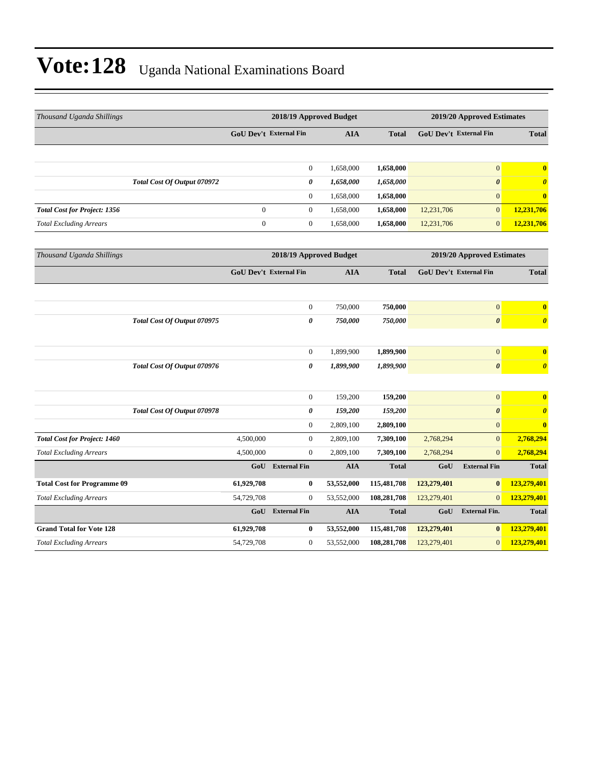# Vote:128 Uganda National Examinations Board

| Thousand Uganda Shillings | 2018/19 Approved Budget | | | | 2019/20 Approved Estimates | | |
|---|---|---|---|---|---|---|---|
| | GoU Dev't | External Fin | AIA | Total | GoU Dev't | External Fin | Total |
| | | | | | | | |
| | | 0 | 1,658,000 | 1,658,000 | | 0 | **0** |
| ***Total Cost Of Output 070972*** | | ***0*** | ***1,658,000*** | ***1,658,000*** | | ***0*** | ***0*** |
| | | 0 | 1,658,000 | 1,658,000 | | 0 | **0** |
| ***Total Cost for Project: 1356*** | 0 | 0 | 1,658,000 | **1,658,000** | 12,231,706 | 0 | **12,231,706** |
| *Total Excluding Arrears* | 0 | 0 | 1,658,000 | **1,658,000** | 12,231,706 | 0 | **12,231,706** |

| Thousand Uganda Shillings | 2018/19 Approved Budget | | | | 2019/20 Approved Estimates | | |
|---|---|---|---|---|---|---|---|
| | GoU Dev't | External Fin | AIA | Total | GoU Dev't | External Fin | Total |
| | | | | | | | |
| | | 0 | 750,000 | **750,000** | | 0 | **0** |
| ***Total Cost Of Output 070975*** | | ***0*** | ***750,000*** | ***750,000*** | | ***0*** | ***0*** |
| | | | | | | | |
| | | 0 | 1,899,900 | **1,899,900** | | 0 | **0** |
| ***Total Cost Of Output 070976*** | | ***0*** | ***1,899,900*** | ***1,899,900*** | | ***0*** | ***0*** |
| | | | | | | | |
| | | 0 | 159,200 | **159,200** | | 0 | **0** |
| ***Total Cost Of Output 070978*** | | ***0*** | ***159,200*** | ***159,200*** | | ***0*** | ***0*** |
| | | 0 | 2,809,100 | **2,809,100** | | 0 | **0** |
| ***Total Cost for Project: 1460*** | 4,500,000 | 0 | 2,809,100 | **7,309,100** | 2,768,294 | 0 | **2,768,294** |
| *Total Excluding Arrears* | 4,500,000 | 0 | 2,809,100 | **7,309,100** | 2,768,294 | 0 | **2,768,294** |
| | **GoU** | **External Fin** | **AIA** | **Total** | **GoU** | **External Fin** | **Total** |
| **Total Cost for Programme 09** | **61,929,708** | **0** | **53,552,000** | **115,481,708** | **123,279,401** | **0** | **123,279,401** |
| *Total Excluding Arrears* | 54,729,708 | 0 | 53,552,000 | **108,281,708** | 123,279,401 | 0 | **123,279,401** |
| | **GoU** | **External Fin** | **AIA** | **Total** | **GoU** | **External Fin.** | **Total** |
| **Grand Total for Vote 128** | **61,929,708** | **0** | **53,552,000** | **115,481,708** | **123,279,401** | **0** | **123,279,401** |
| *Total Excluding Arrears* | 54,729,708 | 0 | 53,552,000 | **108,281,708** | 123,279,401 | 0 | **123,279,401** |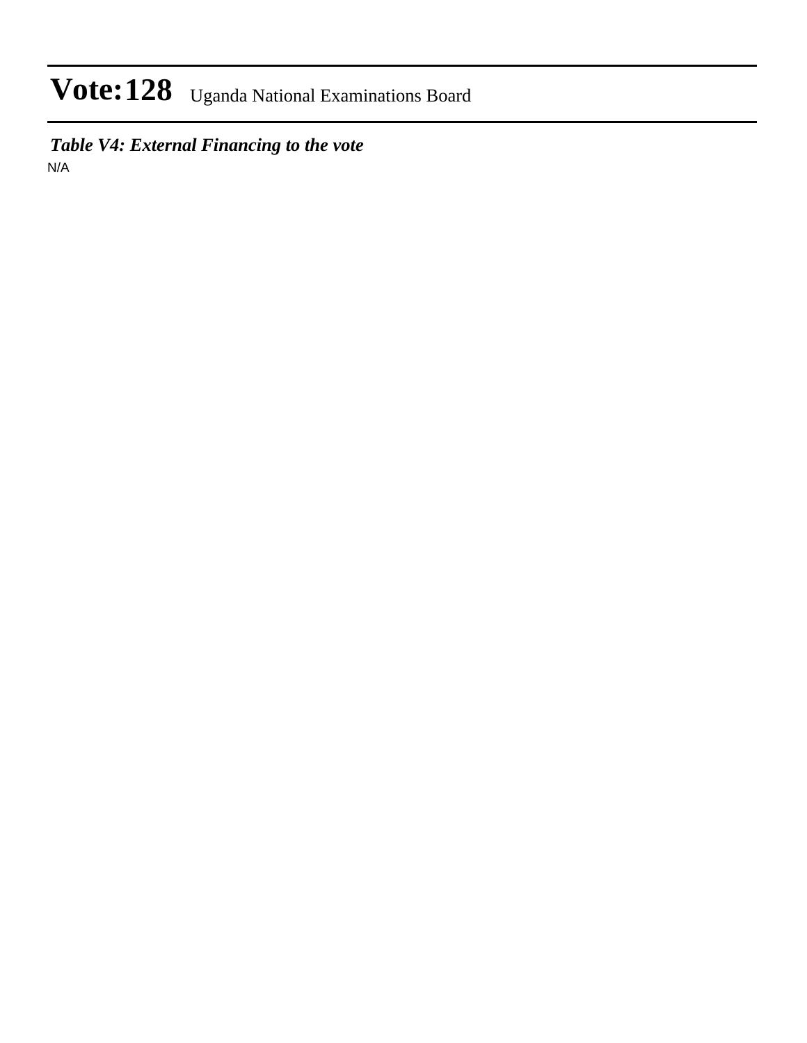# Vote:128 Uganda National Examinations Board

***Table V4: External Financing to the vote***

N/A